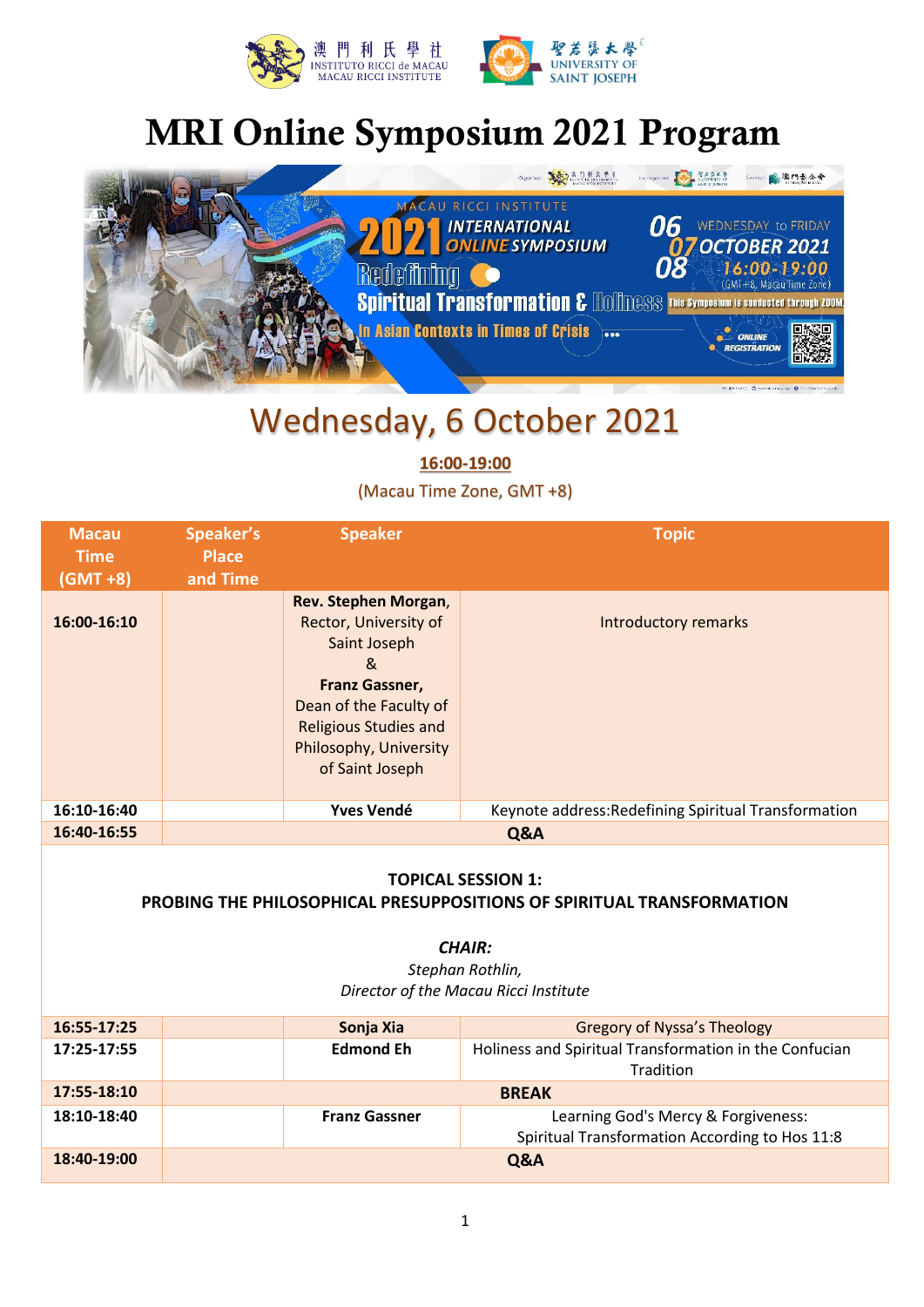# MRI Online Symposium 2021 Program

## Wednesday, 6 October 2021

**16:00-19:00**

(Macau Time Zone, GMT +8)

| Macau Time (GMT +8) | Speaker's Place and Time | Speaker | Topic |
|---|---|---|---|
| **16:00-16:10** | | **Rev. Stephen Morgan**, Rector, University of Saint Joseph & **Franz Gassner,** Dean of the Faculty of Religious Studies and Philosophy, University of Saint Joseph | Introductory remarks |
| **16:10-16:40** | | **Yves Vendé** | Keynote address:Redefining Spiritual Transformation |
| **16:40-16:55** | **Q&A** | | |
| **TOPICAL SESSION 1: PROBING THE PHILOSOPHICAL PRESUPPOSITIONS OF SPIRITUAL TRANSFORMATION** *CHAIR:* *Stephan Rothlin,* *Director of the Macau Ricci Institute* | | | |
| **16:55-17:25** | | **Sonja Xia** | Gregory of Nyssa's Theology |
| **17:25-17:55** | | **Edmond Eh** | Holiness and Spiritual Transformation in the Confucian Tradition |
| **17:55-18:10** | **BREAK** | | |
| **18:10-18:40** | | **Franz Gassner** | Learning God's Mercy & Forgiveness: Spiritual Transformation According to Hos 11:8 |
| **18:40-19:00** | **Q&A** | | |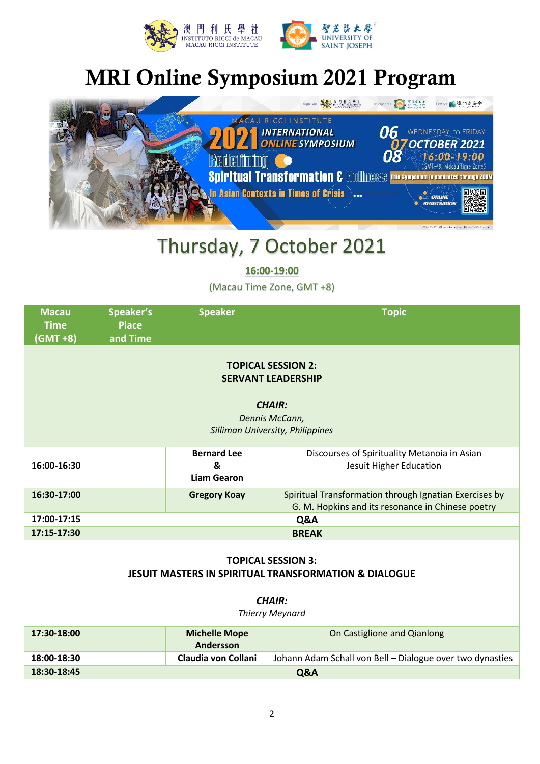# MRI Online Symposium 2021 Program

## Thursday, 7 October 2021

**16:00-19:00**

(Macau Time Zone, GMT +8)

| Macau Time (GMT +8) | Speaker's Place and Time | Speaker | Topic |
|---|---|---|---|
| **TOPICAL SESSION 2: SERVANT LEADERSHIP** — ***CHAIR:*** *Dennis McCann, Silliman University, Philippines* | | | |
| **16:00-16:30** | | **Bernard Lee & Liam Gearon** | Discourses of Spirituality Metanoia in Asian Jesuit Higher Education |
| **16:30-17:00** | | **Gregory Koay** | Spiritual Transformation through Ignatian Exercises by G. M. Hopkins and its resonance in Chinese poetry |
| **17:00-17:15** | **Q&A** | | |
| **17:15-17:30** | **BREAK** | | |
| **TOPICAL SESSION 3: JESUIT MASTERS IN SPIRITUAL TRANSFORMATION & DIALOGUE** — ***CHAIR:*** *Thierry Meynard* | | | |
| **17:30-18:00** | | **Michelle Mope Andersson** | On Castiglione and Qianlong |
| **18:00-18:30** | | **Claudia von Collani** | Johann Adam Schall von Bell – Dialogue over two dynasties |
| **18:30-18:45** | **Q&A** | | |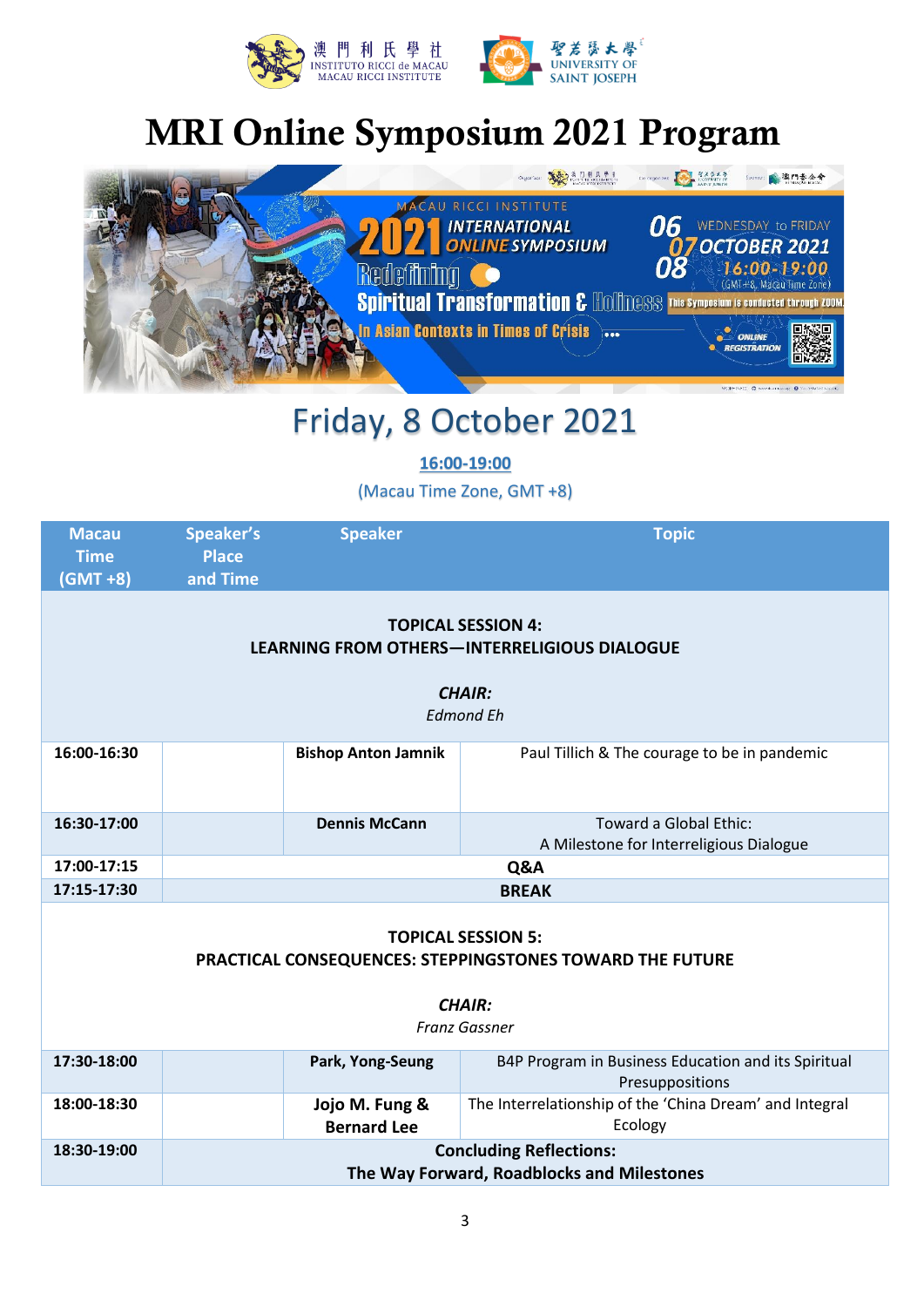# MRI Online Symposium 2021 Program

## Friday, 8 October 2021

**16:00-19:00**

(Macau Time Zone, GMT +8)

| Macau Time (GMT +8) | Speaker's Place and Time | Speaker | Topic |
|---|---|---|---|
| **TOPICAL SESSION 4: LEARNING FROM OTHERS—INTERRELIGIOUS DIALOGUE** *CHAIR:* *Edmond Eh* | | | |
| **16:00-16:30** | | **Bishop Anton Jamnik** | Paul Tillich & The courage to be in pandemic |
| **16:30-17:00** | | **Dennis McCann** | Toward a Global Ethic: A Milestone for Interreligious Dialogue |
| **17:00-17:15** | **Q&A** | | |
| **17:15-17:30** | **BREAK** | | |
| **TOPICAL SESSION 5: PRACTICAL CONSEQUENCES: STEPPINGSTONES TOWARD THE FUTURE** *CHAIR:* *Franz Gassner* | | | |
| **17:30-18:00** | | **Park, Yong-Seung** | B4P Program in Business Education and its Spiritual Presuppositions |
| **18:00-18:30** | | **Jojo M. Fung & Bernard Lee** | The Interrelationship of the 'China Dream' and Integral Ecology |
| **18:30-19:00** | **Concluding Reflections: The Way Forward, Roadblocks and Milestones** | | |